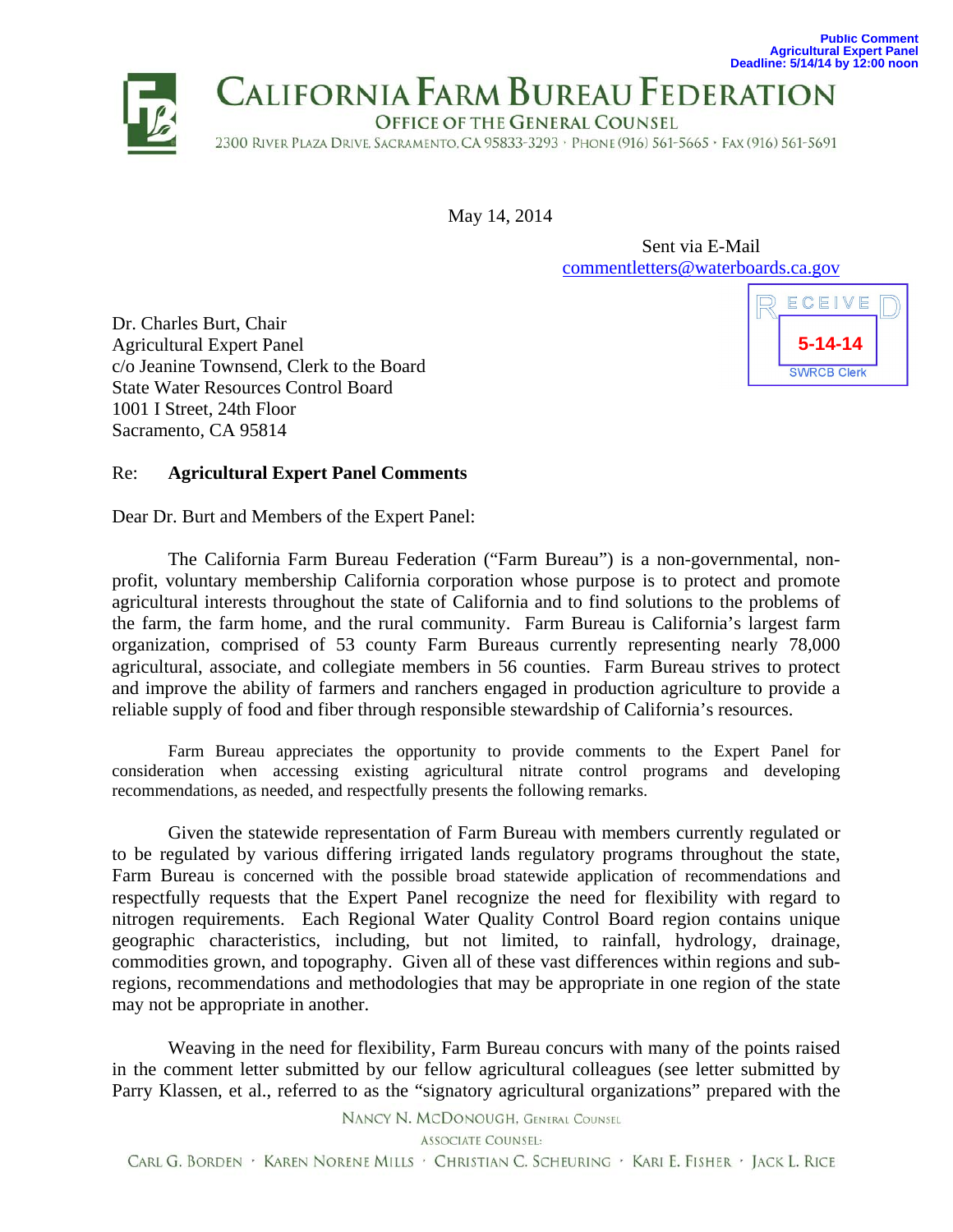Public Comment
Agricultural Expert Panel
Deadline: 5/14/14 by 12:00 noon

# CALIFORNIA FARM BUREAU FEDERATION

OFFICE OF THE GENERAL COUNSEL

2300 RIVER PLAZA DRIVE, SACRAMENTO, CA 95833-3293 · PHONE (916) 561-5665 · FAX (916) 561-5691

May 14, 2014

Sent via E-Mail
commentletters@waterboards.ca.gov

RECEIVED
5-14-14
SWRCB Clerk

Dr. Charles Burt, Chair
Agricultural Expert Panel
c/o Jeanine Townsend, Clerk to the Board
State Water Resources Control Board
1001 I Street, 24th Floor
Sacramento, CA 95814

Re: **Agricultural Expert Panel Comments**

Dear Dr. Burt and Members of the Expert Panel:

The California Farm Bureau Federation ("Farm Bureau") is a non-governmental, non-profit, voluntary membership California corporation whose purpose is to protect and promote agricultural interests throughout the state of California and to find solutions to the problems of the farm, the farm home, and the rural community. Farm Bureau is California's largest farm organization, comprised of 53 county Farm Bureaus currently representing nearly 78,000 agricultural, associate, and collegiate members in 56 counties. Farm Bureau strives to protect and improve the ability of farmers and ranchers engaged in production agriculture to provide a reliable supply of food and fiber through responsible stewardship of California's resources.

Farm Bureau appreciates the opportunity to provide comments to the Expert Panel for consideration when accessing existing agricultural nitrate control programs and developing recommendations, as needed, and respectfully presents the following remarks.

Given the statewide representation of Farm Bureau with members currently regulated or to be regulated by various differing irrigated lands regulatory programs throughout the state, Farm Bureau is concerned with the possible broad statewide application of recommendations and respectfully requests that the Expert Panel recognize the need for flexibility with regard to nitrogen requirements. Each Regional Water Quality Control Board region contains unique geographic characteristics, including, but not limited, to rainfall, hydrology, drainage, commodities grown, and topography. Given all of these vast differences within regions and sub-regions, recommendations and methodologies that may be appropriate in one region of the state may not be appropriate in another.

Weaving in the need for flexibility, Farm Bureau concurs with many of the points raised in the comment letter submitted by our fellow agricultural colleagues (see letter submitted by Parry Klassen, et al., referred to as the "signatory agricultural organizations" prepared with the

NANCY N. MCDONOUGH, GENERAL COUNSEL
ASSOCIATE COUNSEL:
CARL G. BORDEN · KAREN NORENE MILLS · CHRISTIAN C. SCHEURING · KARI E. FISHER · JACK L. RICE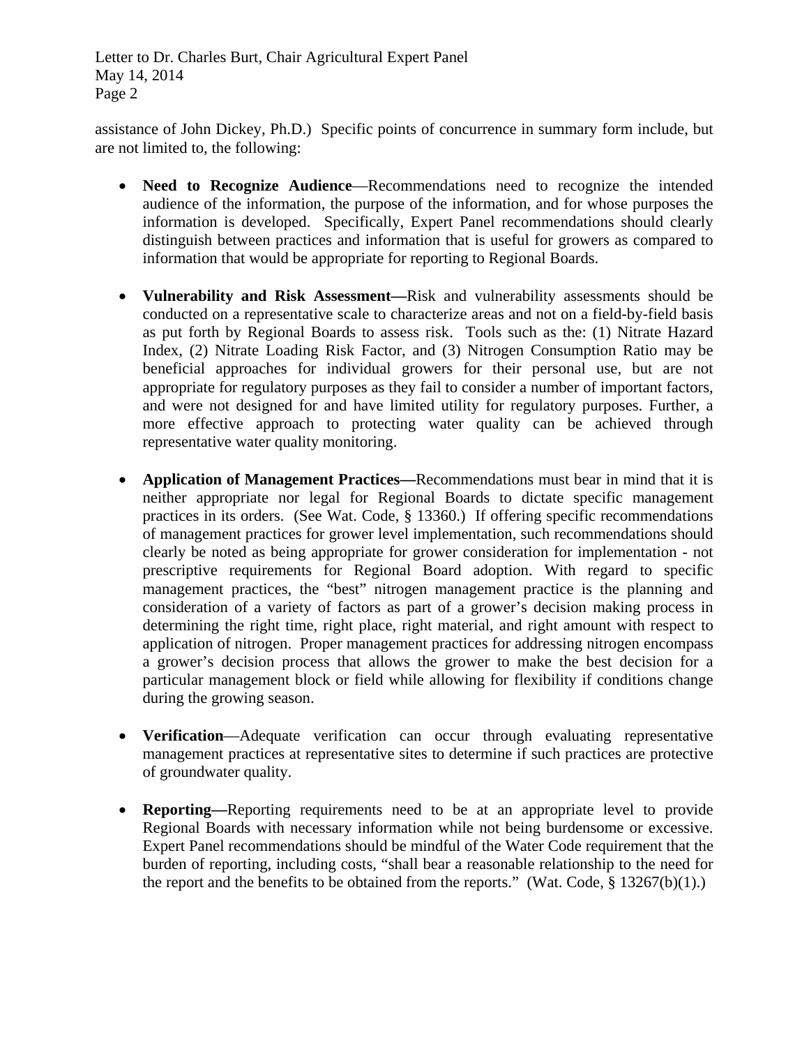assistance of John Dickey, Ph.D.) Specific points of concurrence in summary form include, but are not limited to, the following:

- **Need to Recognize Audience**—Recommendations need to recognize the intended audience of the information, the purpose of the information, and for whose purposes the information is developed. Specifically, Expert Panel recommendations should clearly distinguish between practices and information that is useful for growers as compared to information that would be appropriate for reporting to Regional Boards.

- **Vulnerability and Risk Assessment—**Risk and vulnerability assessments should be conducted on a representative scale to characterize areas and not on a field-by-field basis as put forth by Regional Boards to assess risk. Tools such as the: (1) Nitrate Hazard Index, (2) Nitrate Loading Risk Factor, and (3) Nitrogen Consumption Ratio may be beneficial approaches for individual growers for their personal use, but are not appropriate for regulatory purposes as they fail to consider a number of important factors, and were not designed for and have limited utility for regulatory purposes. Further, a more effective approach to protecting water quality can be achieved through representative water quality monitoring.

- **Application of Management Practices—**Recommendations must bear in mind that it is neither appropriate nor legal for Regional Boards to dictate specific management practices in its orders. (See Wat. Code, § 13360.) If offering specific recommendations of management practices for grower level implementation, such recommendations should clearly be noted as being appropriate for grower consideration for implementation - not prescriptive requirements for Regional Board adoption. With regard to specific management practices, the "best" nitrogen management practice is the planning and consideration of a variety of factors as part of a grower's decision making process in determining the right time, right place, right material, and right amount with respect to application of nitrogen. Proper management practices for addressing nitrogen encompass a grower's decision process that allows the grower to make the best decision for a particular management block or field while allowing for flexibility if conditions change during the growing season.

- **Verification**—Adequate verification can occur through evaluating representative management practices at representative sites to determine if such practices are protective of groundwater quality.

- **Reporting—**Reporting requirements need to be at an appropriate level to provide Regional Boards with necessary information while not being burdensome or excessive. Expert Panel recommendations should be mindful of the Water Code requirement that the burden of reporting, including costs, "shall bear a reasonable relationship to the need for the report and the benefits to be obtained from the reports." (Wat. Code, § 13267(b)(1).)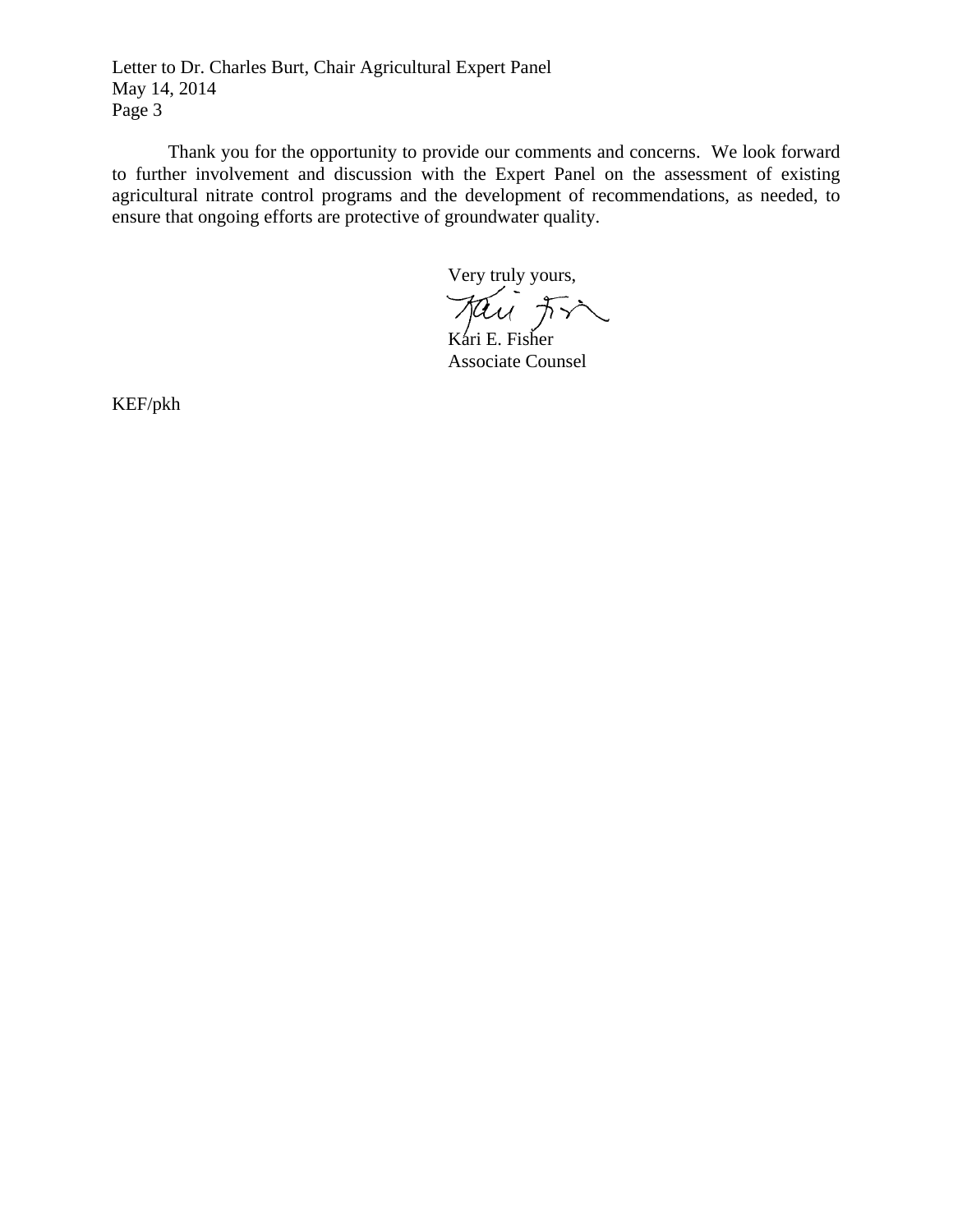Thank you for the opportunity to provide our comments and concerns. We look forward to further involvement and discussion with the Expert Panel on the assessment of existing agricultural nitrate control programs and the development of recommendations, as needed, to ensure that ongoing efforts are protective of groundwater quality.

Very truly yours,

Kari E. Fisher
Associate Counsel

KEF/pkh